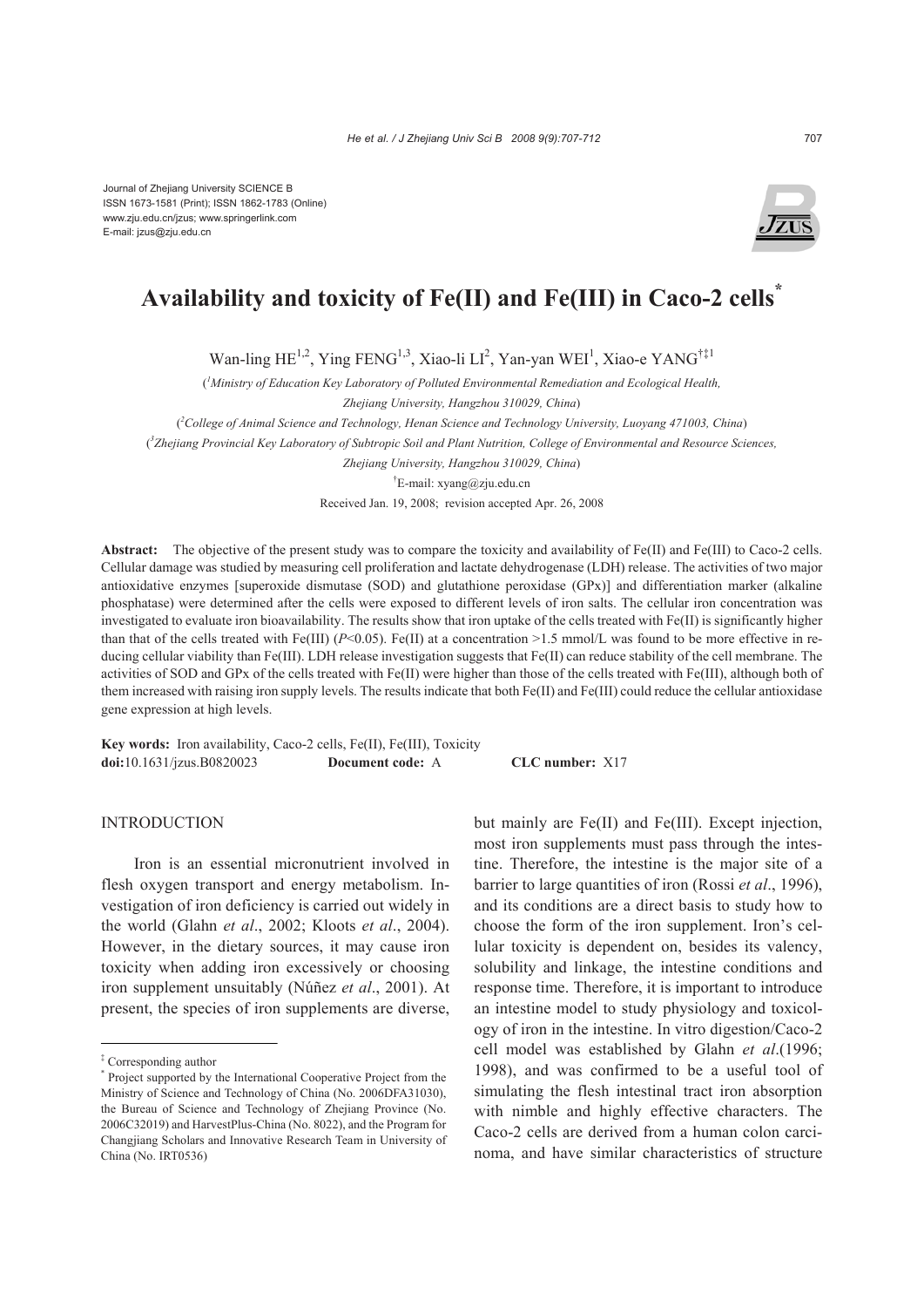Journal of Zhejiang University SCIENCE B
ISSN 1673-1581 (Print); ISSN 1862-1783 (Online)
www.zju.edu.cn/jzus; www.springerlink.com
E-mail: jzus@zju.edu.cn

# Availability and toxicity of Fe(II) and Fe(III) in Caco-2 cells*

Wan-ling HE[1,2], Ying FENG[1,3], Xiao-li LI[2], Yan-yan WEI[1], Xiao-e YANG[†‡1]

([1]Ministry of Education Key Laboratory of Polluted Environmental Remediation and Ecological Health, Zhejiang University, Hangzhou 310029, China)

([2]College of Animal Science and Technology, Henan Science and Technology University, Luoyang 471003, China)

([3]Zhejiang Provincial Key Laboratory of Subtropic Soil and Plant Nutrition, College of Environmental and Resource Sciences, Zhejiang University, Hangzhou 310029, China)

[†]E-mail: xyang@zju.edu.cn

Received Jan. 19, 2008; revision accepted Apr. 26, 2008

**Abstract:** The objective of the present study was to compare the toxicity and availability of Fe(II) and Fe(III) to Caco-2 cells. Cellular damage was studied by measuring cell proliferation and lactate dehydrogenase (LDH) release. The activities of two major antioxidative enzymes [superoxide dismutase (SOD) and glutathione peroxidase (GPx)] and differentiation marker (alkaline phosphatase) were determined after the cells were exposed to different levels of iron salts. The cellular iron concentration was investigated to evaluate iron bioavailability. The results show that iron uptake of the cells treated with Fe(II) is significantly higher than that of the cells treated with Fe(III) ($P<0.05$). Fe(II) at a concentration >1.5 mmol/L was found to be more effective in reducing cellular viability than Fe(III). LDH release investigation suggests that Fe(II) can reduce stability of the cell membrane. The activities of SOD and GPx of the cells treated with Fe(II) were higher than those of the cells treated with Fe(III), although both of them increased with raising iron supply levels. The results indicate that both Fe(II) and Fe(III) could reduce the cellular antioxidase gene expression at high levels.

**Key words:** Iron availability, Caco-2 cells, Fe(II), Fe(III), Toxicity
**doi:**10.1631/jzus.B0820023 **Document code:** A **CLC number:** X17

## INTRODUCTION

Iron is an essential micronutrient involved in flesh oxygen transport and energy metabolism. Investigation of iron deficiency is carried out widely in the world (Glahn *et al*., 2002; Kloots *et al*., 2004). However, in the dietary sources, it may cause iron toxicity when adding iron excessively or choosing iron supplement unsuitably (Núñez *et al*., 2001). At present, the species of iron supplements are diverse, but mainly are Fe(II) and Fe(III). Except injection, most iron supplements must pass through the intestine. Therefore, the intestine is the major site of a barrier to large quantities of iron (Rossi *et al*., 1996), and its conditions are a direct basis to study how to choose the form of the iron supplement. Iron's cellular toxicity is dependent on, besides its valency, solubility and linkage, the intestine conditions and response time. Therefore, it is important to introduce an intestine model to study physiology and toxicology of iron in the intestine. In vitro digestion/Caco-2 cell model was established by Glahn *et al*.(1996; 1998), and was confirmed to be a useful tool of simulating the flesh intestinal tract iron absorption with nimble and highly effective characters. The Caco-2 cells are derived from a human colon carcinoma, and have similar characteristics of structure

‡ Corresponding author
\* Project supported by the International Cooperative Project from the Ministry of Science and Technology of China (No. 2006DFA31030), the Bureau of Science and Technology of Zhejiang Province (No. 2006C32019) and HarvestPlus-China (No. 8022), and the Program for Changjiang Scholars and Innovative Research Team in University of China (No. IRT0536)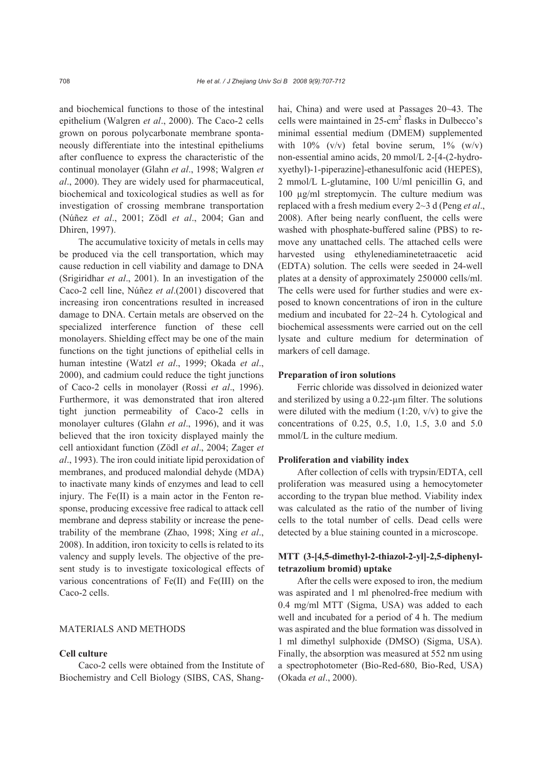and biochemical functions to those of the intestinal epithelium (Walgren *et al*., 2000). The Caco-2 cells grown on porous polycarbonate membrane spontaneously differentiate into the intestinal epitheliums after confluence to express the characteristic of the continual monolayer (Glahn *et al*., 1998; Walgren *et al*., 2000). They are widely used for pharmaceutical, biochemical and toxicological studies as well as for investigation of crossing membrane transportation (Núñez *et al*., 2001; Zödl *et al*., 2004; Gan and Dhiren, 1997).

The accumulative toxicity of metals in cells may be produced via the cell transportation, which may cause reduction in cell viability and damage to DNA (Srigiridhar *et al*., 2001). In an investigation of the Caco-2 cell line, Núñez *et al*.(2001) discovered that increasing iron concentrations resulted in increased damage to DNA. Certain metals are observed on the specialized interference function of these cell monolayers. Shielding effect may be one of the main functions on the tight junctions of epithelial cells in human intestine (Watzl *et al*., 1999; Okada *et al*., 2000), and cadmium could reduce the tight junctions of Caco-2 cells in monolayer (Rossi *et al*., 1996). Furthermore, it was demonstrated that iron altered tight junction permeability of Caco-2 cells in monolayer cultures (Glahn *et al*., 1996), and it was believed that the iron toxicity displayed mainly the cell antioxidant function (Zödl *et al*., 2004; Zager *et al*., 1993). The iron could initiate lipid peroxidation of membranes, and produced malondial dehyde (MDA) to inactivate many kinds of enzymes and lead to cell injury. The Fe(II) is a main actor in the Fenton response, producing excessive free radical to attack cell membrane and depress stability or increase the penetrability of the membrane (Zhao, 1998; Xing *et al*., 2008). In addition, iron toxicity to cells is related to its valency and supply levels. The objective of the present study is to investigate toxicological effects of various concentrations of Fe(II) and Fe(III) on the Caco-2 cells.

## MATERIALS AND METHODS

### Cell culture

Caco-2 cells were obtained from the Institute of Biochemistry and Cell Biology (SIBS, CAS, Shanghai, China) and were used at Passages 20~43. The cells were maintained in 25-cm$^2$ flasks in Dulbecco's minimal essential medium (DMEM) supplemented with 10% (v/v) fetal bovine serum, 1% (w/v) non-essential amino acids, 20 mmol/L 2-[4-(2-hydroxyethyl)-1-piperazine]-ethanesulfonic acid (HEPES), 2 mmol/L L-glutamine, 100 U/ml penicillin G, and 100 μg/ml streptomycin. The culture medium was replaced with a fresh medium every 2~3 d (Peng *et al*., 2008). After being nearly confluent, the cells were washed with phosphate-buffered saline (PBS) to remove any unattached cells. The attached cells were harvested using ethylenediaminetetraacetic acid (EDTA) solution. The cells were seeded in 24-well plates at a density of approximately 250000 cells/ml. The cells were used for further studies and were exposed to known concentrations of iron in the culture medium and incubated for 22~24 h. Cytological and biochemical assessments were carried out on the cell lysate and culture medium for determination of markers of cell damage.

### Preparation of iron solutions

Ferric chloride was dissolved in deionized water and sterilized by using a 0.22-μm filter. The solutions were diluted with the medium (1:20, v/v) to give the concentrations of 0.25, 0.5, 1.0, 1.5, 3.0 and 5.0 mmol/L in the culture medium.

### Proliferation and viability index

After collection of cells with trypsin/EDTA, cell proliferation was measured using a hemocytometer according to the trypan blue method. Viability index was calculated as the ratio of the number of living cells to the total number of cells. Dead cells were detected by a blue staining counted in a microscope.

### MTT (3-[4,5-dimethyl-2-thiazol-2-yl]-2,5-diphenyltetrazolium bromid) uptake

After the cells were exposed to iron, the medium was aspirated and 1 ml phenolred-free medium with 0.4 mg/ml MTT (Sigma, USA) was added to each well and incubated for a period of 4 h. The medium was aspirated and the blue formation was dissolved in 1 ml dimethyl sulphoxide (DMSO) (Sigma, USA). Finally, the absorption was measured at 552 nm using a spectrophotometer (Bio-Red-680, Bio-Red, USA) (Okada *et al*., 2000).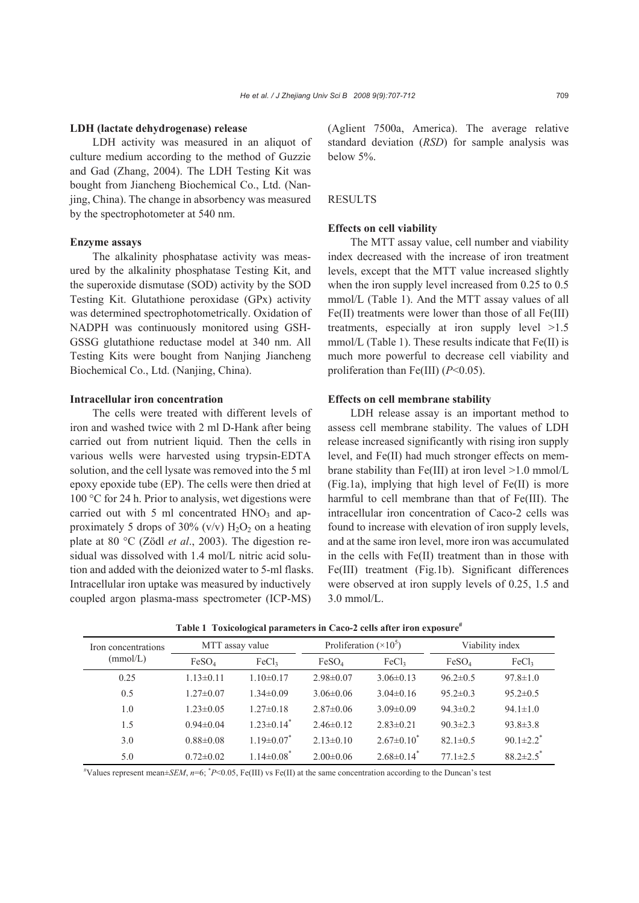### LDH (lactate dehydrogenase) release

LDH activity was measured in an aliquot of culture medium according to the method of Guzzie and Gad (Zhang, 2004). The LDH Testing Kit was bought from Jiancheng Biochemical Co., Ltd. (Nanjing, China). The change in absorbency was measured by the spectrophotometer at 540 nm.

### Enzyme assays

The alkalinity phosphatase activity was measured by the alkalinity phosphatase Testing Kit, and the superoxide dismutase (SOD) activity by the SOD Testing Kit. Glutathione peroxidase (GPx) activity was determined spectrophotometrically. Oxidation of NADPH was continuously monitored using GSH-GSSG glutathione reductase model at 340 nm. All Testing Kits were bought from Nanjing Jiancheng Biochemical Co., Ltd. (Nanjing, China).

### Intracellular iron concentration

The cells were treated with different levels of iron and washed twice with 2 ml D-Hank after being carried out from nutrient liquid. Then the cells in various wells were harvested using trypsin-EDTA solution, and the cell lysate was removed into the 5 ml epoxy epoxide tube (EP). The cells were then dried at 100 °C for 24 h. Prior to analysis, wet digestions were carried out with 5 ml concentrated $HNO_3$ and approximately 5 drops of 30% (v/v) $H_2O_2$ on a heating plate at 80 °C (Zödl *et al*., 2003). The digestion residual was dissolved with 1.4 mol/L nitric acid solution and added with the deionized water to 5-ml flasks. Intracellular iron uptake was measured by inductively coupled argon plasma-mass spectrometer (ICP-MS) (Aglient 7500a, America). The average relative standard deviation (*RSD*) for sample analysis was below 5%.

## RESULTS

### Effects on cell viability

The MTT assay value, cell number and viability index decreased with the increase of iron treatment levels, except that the MTT value increased slightly when the iron supply level increased from 0.25 to 0.5 mmol/L (Table 1). And the MTT assay values of all Fe(II) treatments were lower than those of all Fe(III) treatments, especially at iron supply level >1.5 mmol/L (Table 1). These results indicate that Fe(II) is much more powerful to decrease cell viability and proliferation than Fe(III) ($P<0.05$).

### Effects on cell membrane stability

LDH release assay is an important method to assess cell membrane stability. The values of LDH release increased significantly with rising iron supply level, and Fe(II) had much stronger effects on membrane stability than Fe(III) at iron level >1.0 mmol/L (Fig.1a), implying that high level of Fe(II) is more harmful to cell membrane than that of Fe(III). The intracellular iron concentration of Caco-2 cells was found to increase with elevation of iron supply levels, and at the same iron level, more iron was accumulated in the cells with Fe(II) treatment than in those with Fe(III) treatment (Fig.1b). Significant differences were observed at iron supply levels of 0.25, 1.5 and 3.0 mmol/L.

**Table 1 Toxicological parameters in Caco-2 cells after iron exposure#**

| Iron concentrations (mmol/L) | MTT assay value | | Proliferation ($\times10^5$) | | Viability index | |
|---|---|---|---|---|---|---|
| | $FeSO_4$ | $FeCl_3$ | $FeSO_4$ | $FeCl_3$ | $FeSO_4$ | $FeCl_3$ |
| 0.25 | 1.13±0.11 | 1.10±0.17 | 2.98±0.07 | 3.06±0.13 | 96.2±0.5 | 97.8±1.0 |
| 0.5 | 1.27±0.07 | 1.34±0.09 | 3.06±0.06 | 3.04±0.16 | 95.2±0.3 | 95.2±0.5 |
| 1.0 | 1.23±0.05 | 1.27±0.18 | 2.87±0.06 | 3.09±0.09 | 94.3±0.2 | 94.1±1.0 |
| 1.5 | 0.94±0.04 | 1.23±0.14* | 2.46±0.12 | 2.83±0.21 | 90.3±2.3 | 93.8±3.8 |
| 3.0 | 0.88±0.08 | 1.19±0.07* | 2.13±0.10 | 2.67±0.10* | 82.1±0.5 | 90.1±2.2* |
| 5.0 | 0.72±0.02 | 1.14±0.08* | 2.00±0.06 | 2.68±0.14* | 77.1±2.5 | 88.2±2.5* |

#Values represent mean±*SEM*, $n=6$; *$P<0.05$, Fe(III) vs Fe(II) at the same concentration according to the Duncan's test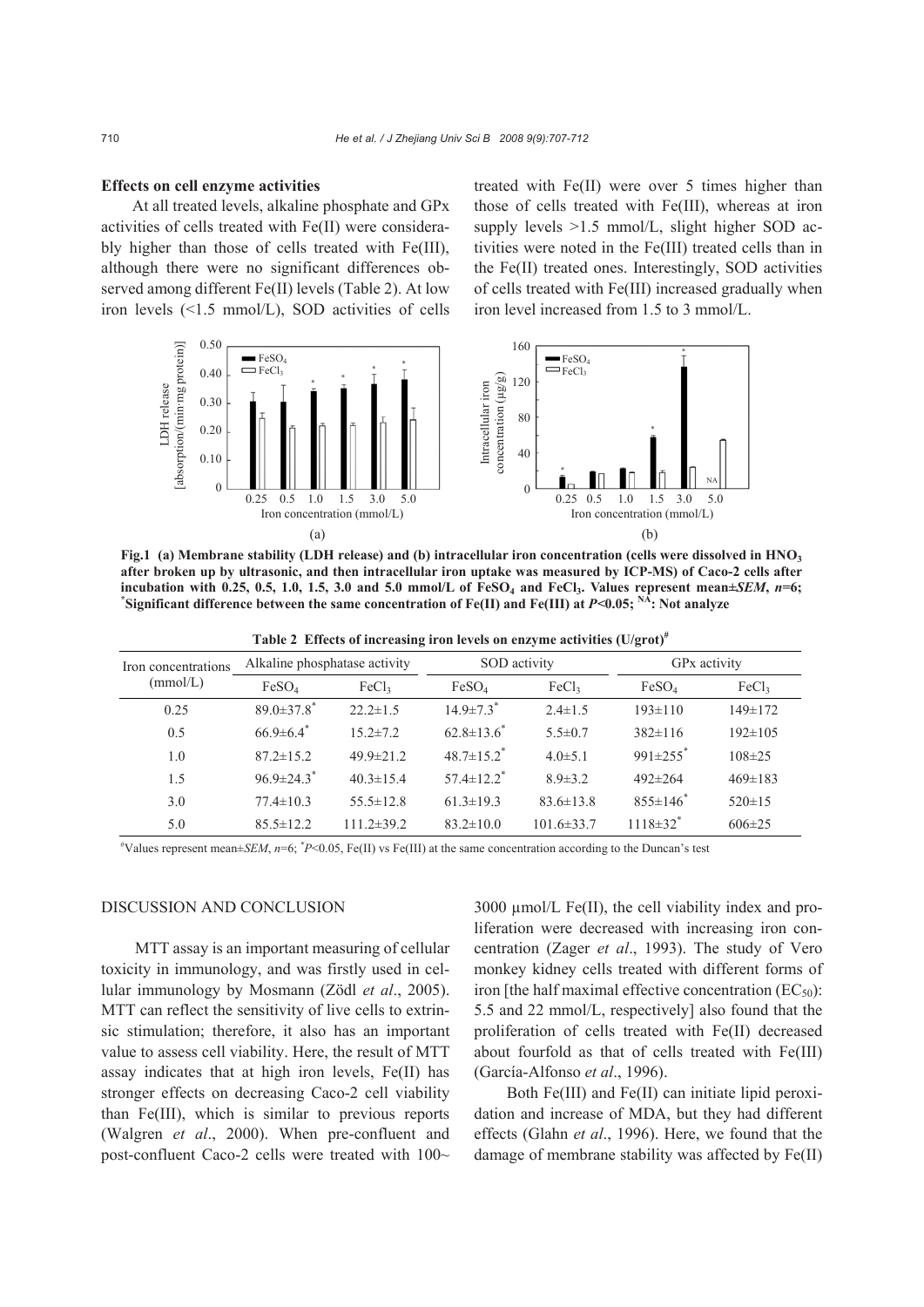**Effects on cell enzyme activities**

At all treated levels, alkaline phosphate and GPx activities of cells treated with Fe(II) were considerably higher than those of cells treated with Fe(III), although there were no significant differences observed among different Fe(II) levels (Table 2). At low iron levels (<1.5 mmol/L), SOD activities of cells treated with Fe(II) were over 5 times higher than those of cells treated with Fe(III), whereas at iron supply levels >1.5 mmol/L, slight higher SOD activities were noted in the Fe(III) treated cells than in the Fe(II) treated ones. Interestingly, SOD activities of cells treated with Fe(III) increased gradually when iron level increased from 1.5 to 3 mmol/L.

**Fig.1 (a) Membrane stability (LDH release) and (b) intracellular iron concentration (cells were dissolved in $HNO_3$ after broken up by ultrasonic, and then intracellular iron uptake was measured by ICP-MS) of Caco-2 cells after incubation with 0.25, 0.5, 1.0, 1.5, 3.0 and 5.0 mmol/L of $FeSO_4$ and $FeCl_3$. Values represent mean±*SEM*, *n*=6; \*Significant difference between the same concentration of Fe(II) and Fe(III) at *P*<0.05; NA: Not analyze**

**Table 2 Effects of increasing iron levels on enzyme activities (U/grot)#**

| Iron concentrations (mmol/L) | Alkaline phosphatase activity | | SOD activity | | GPx activity | |
|---|---|---|---|---|---|---|
| | $FeSO_4$ | $FeCl_3$ | $FeSO_4$ | $FeCl_3$ | $FeSO_4$ | $FeCl_3$ |
| 0.25 | 89.0±37.8* | 22.2±1.5 | 14.9±7.3* | 2.4±1.5 | 193±110 | 149±172 |
| 0.5 | 66.9±6.4* | 15.2±7.2 | 62.8±13.6* | 5.5±0.7 | 382±116 | 192±105 |
| 1.0 | 87.2±15.2 | 49.9±21.2 | 48.7±15.2* | 4.0±5.1 | 991±255* | 108±25 |
| 1.5 | 96.9±24.3* | 40.3±15.4 | 57.4±12.2* | 8.9±3.2 | 492±264 | 469±183 |
| 3.0 | 77.4±10.3 | 55.5±12.8 | 61.3±19.3 | 83.6±13.8 | 855±146* | 520±15 |
| 5.0 | 85.5±12.2 | 111.2±39.2 | 83.2±10.0 | 101.6±33.7 | 1118±32* | 606±25 |

#Values represent mean±*SEM*, *n*=6; \**P*<0.05, Fe(II) vs Fe(III) at the same concentration according to the Duncan's test

## DISCUSSION AND CONCLUSION

MTT assay is an important measuring of cellular toxicity in immunology, and was firstly used in cellular immunology by Mosmann (Zödl *et al*., 2005). MTT can reflect the sensitivity of live cells to extrinsic stimulation; therefore, it also has an important value to assess cell viability. Here, the result of MTT assay indicates that at high iron levels, Fe(II) has stronger effects on decreasing Caco-2 cell viability than Fe(III), which is similar to previous reports (Walgren *et al*., 2000). When pre-confluent and post-confluent Caco-2 cells were treated with 100~3000 μmol/L Fe(II), the cell viability index and proliferation were decreased with increasing iron concentration (Zager *et al*., 1993). The study of Vero monkey kidney cells treated with different forms of iron [the half maximal effective concentration ($EC_{50}$): 5.5 and 22 mmol/L, respectively] also found that the proliferation of cells treated with Fe(II) decreased about fourfold as that of cells treated with Fe(III) (García-Alfonso *et al*., 1996).

Both Fe(III) and Fe(II) can initiate lipid peroxidation and increase of MDA, but they had different effects (Glahn *et al*., 1996). Here, we found that the damage of membrane stability was affected by Fe(II)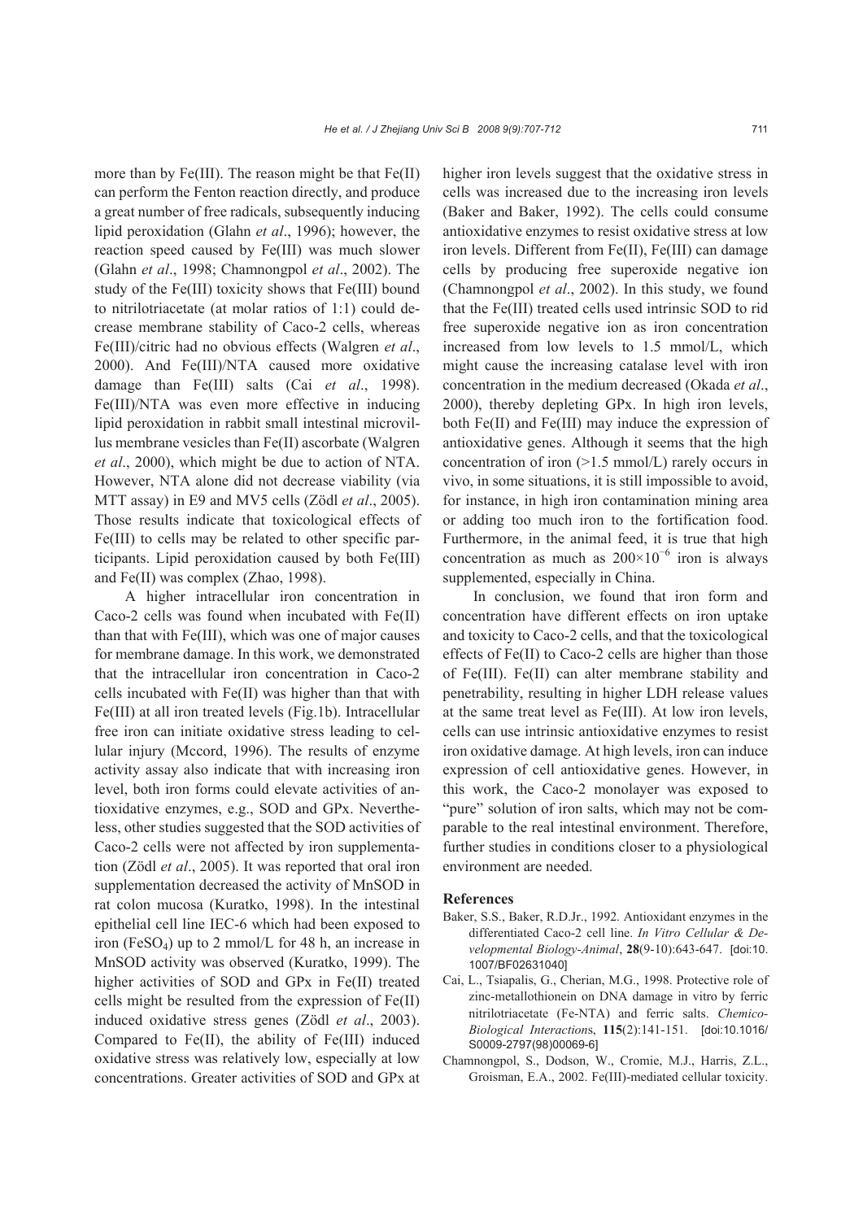more than by Fe(III). The reason might be that Fe(II) can perform the Fenton reaction directly, and produce a great number of free radicals, subsequently inducing lipid peroxidation (Glahn *et al*., 1996); however, the reaction speed caused by Fe(III) was much slower (Glahn *et al*., 1998; Chamnongpol *et al*., 2002). The study of the Fe(III) toxicity shows that Fe(III) bound to nitrilotriacetate (at molar ratios of 1:1) could decrease membrane stability of Caco-2 cells, whereas Fe(III)/citric had no obvious effects (Walgren *et al*., 2000). And Fe(III)/NTA caused more oxidative damage than Fe(III) salts (Cai *et al*., 1998). Fe(III)/NTA was even more effective in inducing lipid peroxidation in rabbit small intestinal microvillus membrane vesicles than Fe(II) ascorbate (Walgren *et al*., 2000), which might be due to action of NTA. However, NTA alone did not decrease viability (via MTT assay) in E9 and MV5 cells (Zödl *et al*., 2005). Those results indicate that toxicological effects of Fe(III) to cells may be related to other specific participants. Lipid peroxidation caused by both Fe(III) and Fe(II) was complex (Zhao, 1998).

A higher intracellular iron concentration in Caco-2 cells was found when incubated with Fe(II) than that with Fe(III), which was one of major causes for membrane damage. In this work, we demonstrated that the intracellular iron concentration in Caco-2 cells incubated with Fe(II) was higher than that with Fe(III) at all iron treated levels (Fig.1b). Intracellular free iron can initiate oxidative stress leading to cellular injury (Mccord, 1996). The results of enzyme activity assay also indicate that with increasing iron level, both iron forms could elevate activities of antioxidative enzymes, e.g., SOD and GPx. Nevertheless, other studies suggested that the SOD activities of Caco-2 cells were not affected by iron supplementation (Zödl *et al*., 2005). It was reported that oral iron supplementation decreased the activity of MnSOD in rat colon mucosa (Kuratko, 1998). In the intestinal epithelial cell line IEC-6 which had been exposed to iron ($FeSO_4$) up to 2 mmol/L for 48 h, an increase in MnSOD activity was observed (Kuratko, 1999). The higher activities of SOD and GPx in Fe(II) treated cells might be resulted from the expression of Fe(II) induced oxidative stress genes (Zödl *et al*., 2003). Compared to Fe(II), the ability of Fe(III) induced oxidative stress was relatively low, especially at low concentrations. Greater activities of SOD and GPx at higher iron levels suggest that the oxidative stress in cells was increased due to the increasing iron levels (Baker and Baker, 1992). The cells could consume antioxidative enzymes to resist oxidative stress at low iron levels. Different from Fe(II), Fe(III) can damage cells by producing free superoxide negative ion (Chamnongpol *et al*., 2002). In this study, we found that the Fe(III) treated cells used intrinsic SOD to rid free superoxide negative ion as iron concentration increased from low levels to 1.5 mmol/L, which might cause the increasing catalase level with iron concentration in the medium decreased (Okada *et al*., 2000), thereby depleting GPx. In high iron levels, both Fe(II) and Fe(III) may induce the expression of antioxidative genes. Although it seems that the high concentration of iron (>1.5 mmol/L) rarely occurs in vivo, in some situations, it is still impossible to avoid, for instance, in high iron contamination mining area or adding too much iron to the fortification food. Furthermore, in the animal feed, it is true that high concentration as much as $200\times10^{-6}$ iron is always supplemented, especially in China.

In conclusion, we found that iron form and concentration have different effects on iron uptake and toxicity to Caco-2 cells, and that the toxicological effects of Fe(II) to Caco-2 cells are higher than those of Fe(III). Fe(II) can alter membrane stability and penetrability, resulting in higher LDH release values at the same treat level as Fe(III). At low iron levels, cells can use intrinsic antioxidative enzymes to resist iron oxidative damage. At high levels, iron can induce expression of cell antioxidative genes. However, in this work, the Caco-2 monolayer was exposed to "pure" solution of iron salts, which may not be comparable to the real intestinal environment. Therefore, further studies in conditions closer to a physiological environment are needed.

## References

Baker, S.S., Baker, R.D.Jr., 1992. Antioxidant enzymes in the differentiated Caco-2 cell line. *In Vitro Cellular & Developmental Biology-Animal*, **28**(9-10):643-647. [doi:10.1007/BF02631040]

Cai, L., Tsiapalis, G., Cherian, M.G., 1998. Protective role of zinc-metallothionein on DNA damage in vitro by ferric nitrilotriacetate (Fe-NTA) and ferric salts. *Chemico-Biological Interactions*, **115**(2):141-151. [doi:10.1016/S0009-2797(98)00069-6]

Chamnongpol, S., Dodson, W., Cromie, M.J., Harris, Z.L., Groisman, E.A., 2002. Fe(III)-mediated cellular toxicity.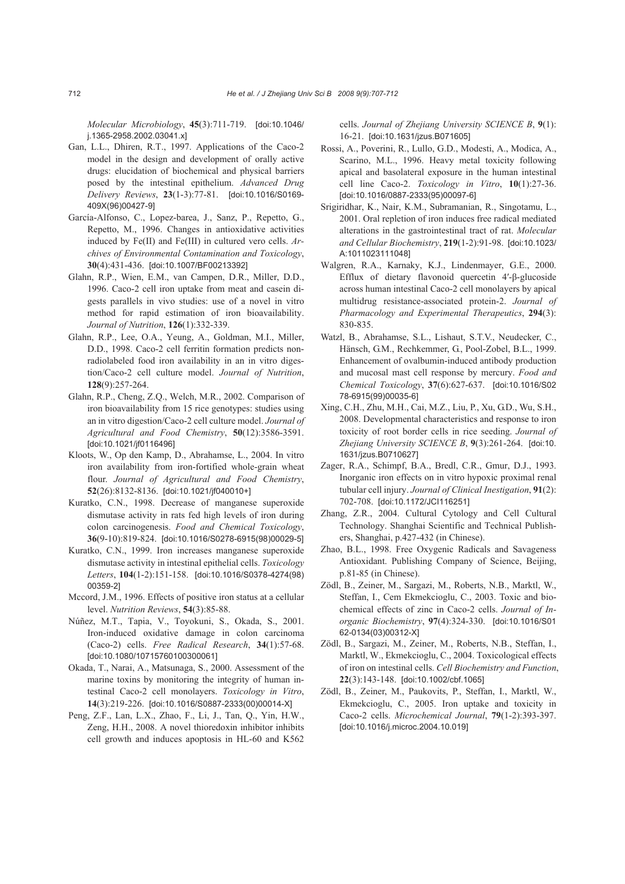*Molecular Microbiology*, **45**(3):711-719. [doi:10.1046/j.1365-2958.2002.03041.x]

Gan, L.L., Dhiren, R.T., 1997. Applications of the Caco-2 model in the design and development of orally active drugs: elucidation of biochemical and physical barriers posed by the intestinal epithelium. *Advanced Drug Delivery Reviews*, **23**(1-3):77-81. [doi:10.1016/S0169-409X(96)00427-9]

García-Alfonso, C., Lopez-barea, J., Sanz, P., Repetto, G., Repetto, M., 1996. Changes in antioxidative activities induced by Fe(II) and Fe(III) in cultured vero cells. *Archives of Environmental Contamination and Toxicology*, **30**(4):431-436. [doi:10.1007/BF00213392]

Glahn, R.P., Wien, E.M., van Campen, D.R., Miller, D.D., 1996. Caco-2 cell iron uptake from meat and casein digests parallels in vivo studies: use of a novel in vitro method for rapid estimation of iron bioavailability. *Journal of Nutrition*, **126**(1):332-339.

Glahn, R.P., Lee, O.A., Yeung, A., Goldman, M.I., Miller, D.D., 1998. Caco-2 cell ferritin formation predicts nonradiolabeled food iron availability in an in vitro digestion/Caco-2 cell culture model. *Journal of Nutrition*, **128**(9):257-264.

Glahn, R.P., Cheng, Z.Q., Welch, M.R., 2002. Comparison of iron bioavailability from 15 rice genotypes: studies using an in vitro digestion/Caco-2 cell culture model. *Journal of Agricultural and Food Chemistry*, **50**(12):3586-3591. [doi:10.1021/jf0116496]

Kloots, W., Op den Kamp, D., Abrahamse, L., 2004. In vitro iron availability from iron-fortified whole-grain wheat flour. *Journal of Agricultural and Food Chemistry*, **52**(26):8132-8136. [doi:10.1021/jf040010+]

Kuratko, C.N., 1998. Decrease of manganese superoxide dismutase activity in rats fed high levels of iron during colon carcinogenesis. *Food and Chemical Toxicology*, **36**(9-10):819-824. [doi:10.1016/S0278-6915(98)00029-5]

Kuratko, C.N., 1999. Iron increases manganese superoxide dismutase activity in intestinal epithelial cells. *Toxicology Letters*, **104**(1-2):151-158. [doi:10.1016/S0378-4274(98)00359-2]

Mccord, J.M., 1996. Effects of positive iron status at a cellular level. *Nutrition Reviews*, **54**(3):85-88.

Núñez, M.T., Tapia, V., Toyokuni, S., Okada, S., 2001. Iron-induced oxidative damage in colon carcinoma (Caco-2) cells. *Free Radical Research*, **34**(1):57-68. [doi:10.1080/10715760100300061]

Okada, T., Narai, A., Matsunaga, S., 2000. Assessment of the marine toxins by monitoring the integrity of human intestinal Caco-2 cell monolayers. *Toxicology in Vitro*, **14**(3):219-226. [doi:10.1016/S0887-2333(00)00014-X]

Peng, Z.F., Lan, L.X., Zhao, F., Li, J., Tan, Q., Yin, H.W., Zeng, H.H., 2008. A novel thioredoxin inhibitor inhibits cell growth and induces apoptosis in HL-60 and K562 cells. *Journal of Zhejiang University SCIENCE B*, **9**(1):16-21. [doi:10.1631/jzus.B071605]

Rossi, A., Poverini, R., Lullo, G.D., Modesti, A., Modica, A., Scarino, M.L., 1996. Heavy metal toxicity following apical and basolateral exposure in the human intestinal cell line Caco-2. *Toxicology in Vitro*, **10**(1):27-36. [doi:10.1016/0887-2333(95)00097-6]

Srigiridhar, K., Nair, K.M., Subramanian, R., Singotamu, L., 2001. Oral repletion of iron induces free radical mediated alterations in the gastrointestinal tract of rat. *Molecular and Cellular Biochemistry*, **219**(1-2):91-98. [doi:10.1023/A:1011023111048]

Walgren, R.A., Karnaky, K.J., Lindenmayer, G.E., 2000. Efflux of dietary flavonoid quercetin 4′-β-glucoside across human intestinal Caco-2 cell monolayers by apical multidrug resistance-associated protein-2. *Journal of Pharmacology and Experimental Therapeutics*, **294**(3):830-835.

Watzl, B., Abrahamse, S.L., Lishaut, S.T.V., Neudecker, C., Hänsch, G.M., Rechkemmer, G., Pool-Zobel, B.L., 1999. Enhancement of ovalbumin-induced antibody production and mucosal mast cell response by mercury. *Food and Chemical Toxicology*, **37**(6):627-637. [doi:10.1016/S0278-6915(99)00035-6]

Xing, C.H., Zhu, M.H., Cai, M.Z., Liu, P., Xu, G.D., Wu, S.H., 2008. Developmental characteristics and response to iron toxicity of root border cells in rice seeding. *Journal of Zhejiang University SCIENCE B*, **9**(3):261-264. [doi:10.1631/jzus.B0710627]

Zager, R.A., Schimpf, B.A., Bredl, C.R., Gmur, D.J., 1993. Inorganic iron effects on in vitro hypoxic proximal renal tubular cell injury. *Journal of Clinical Inestigation*, **91**(2):702-708. [doi:10.1172/JCI116251]

Zhang, Z.R., 2004. Cultural Cytology and Cell Cultural Technology. Shanghai Scientific and Technical Publishers, Shanghai, p.427-432 (in Chinese).

Zhao, B.L., 1998. Free Oxygenic Radicals and Savageness Antioxidant. Publishing Company of Science, Beijing, p.81-85 (in Chinese).

Zödl, B., Zeiner, M., Sargazi, M., Roberts, N.B., Marktl, W., Steffan, I., Cem Ekmekcioglu, C., 2003. Toxic and biochemical effects of zinc in Caco-2 cells. *Journal of Inorganic Biochemistry*, **97**(4):324-330. [doi:10.1016/S0162-0134(03)00312-X]

Zödl, B., Sargazi, M., Zeiner, M., Roberts, N.B., Steffan, I., Marktl, W., Ekmekcioglu, C., 2004. Toxicological effects of iron on intestinal cells. *Cell Biochemistry and Function*, **22**(3):143-148. [doi:10.1002/cbf.1065]

Zödl, B., Zeiner, M., Paukovits, P., Steffan, I., Marktl, W., Ekmekcioglu, C., 2005. Iron uptake and toxicity in Caco-2 cells. *Microchemical Journal*, **79**(1-2):393-397. [doi:10.1016/j.microc.2004.10.019]